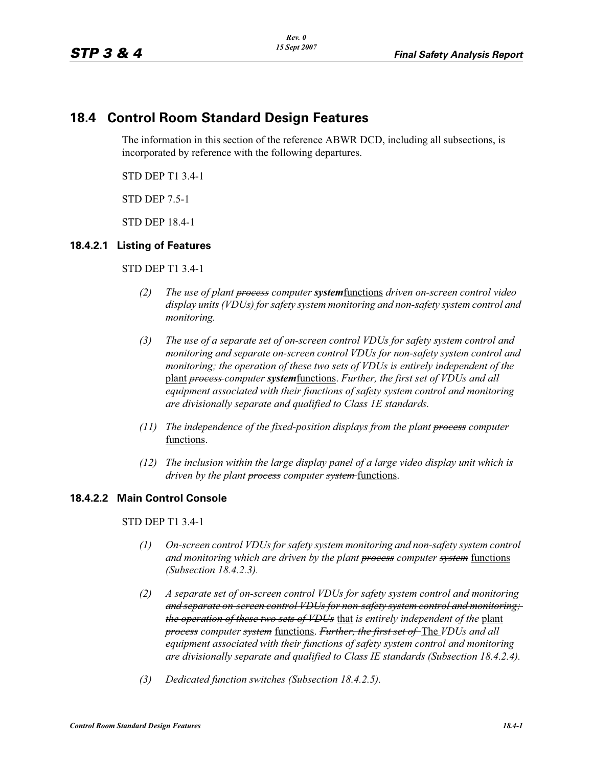## 18.4 Control Room Standard Design Features

The information in this section of the reference ABWR DCD, including all subsections, is incorporated by reference with the following departures.

STD DEP T1 3.4-1

STD DEP 7.5-1

STD DEP 18.4-1

### 18.4.2.1 Listing of Features

STD DEP T1 3.4-1

*(2) The use of plant ~~process~~ computer **~~system~~**<u>functions</u> driven on-screen control video display units (VDUs) for safety system monitoring and non-safety system control and monitoring.*

*(3) The use of a separate set of on-screen control VDUs for safety system control and monitoring and separate on-screen control VDUs for non-safety system control and monitoring; the operation of these two sets of VDUs is entirely independent of the* <u>plant</u> *~~process~~ computer **~~system~~**<u>functions</u>. Further, the first set of VDUs and all equipment associated with their functions of safety system control and monitoring are divisionally separate and qualified to Class 1E standards.*

*(11) The independence of the fixed-position displays from the plant ~~process~~ computer* <u>functions</u>.

*(12) The inclusion within the large display panel of a large video display unit which is driven by the plant ~~process~~ computer ~~system~~* <u>functions</u>.

### 18.4.2.2 Main Control Console

STD DEP T1 3.4-1

*(1) On-screen control VDUs for safety system monitoring and non-safety system control and monitoring which are driven by the plant ~~process~~ computer ~~system~~* <u>functions</u> *(Subsection 18.4.2.3).*

*(2) A separate set of on-screen control VDUs for safety system control and monitoring ~~and separate on-screen control VDUs for non-safety system control and monitoring; the operation of these two sets of VDUs~~* <u>that</u> *is entirely independent of the* <u>plant</u> *~~process~~ computer ~~system~~* <u>functions</u>. *~~Further, the first set of~~* <u>The</u> *VDUs and all equipment associated with their functions of safety system control and monitoring are divisionally separate and qualified to Class IE standards (Subsection 18.4.2.4).*

*(3) Dedicated function switches (Subsection 18.4.2.5).*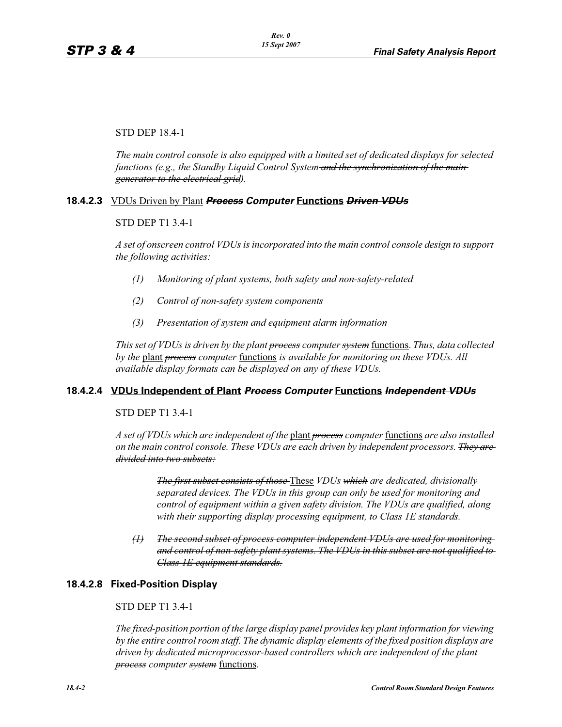STD DEP 18.4-1

*The main control console is also equipped with a limited set of dedicated displays for selected functions (e.g., the Standby Liquid Control System ~~and the synchronization of the main generator to the electrical grid~~).*

### 18.4.2.3 VDUs Driven by Plant ~~*Process*~~ *Computer* Functions ~~*Driven VDUs*~~

STD DEP T1 3.4-1

*A set of onscreen control VDUs is incorporated into the main control console design to support the following activities:*

*(1) Monitoring of plant systems, both safety and non-safety-related*

*(2) Control of non-safety system components*

*(3) Presentation of system and equipment alarm information*

*This set of VDUs is driven by the plant ~~process~~ computer ~~system~~* functions. *Thus, data collected by the* plant *~~process~~ computer* functions *is available for monitoring on these VDUs. All available display formats can be displayed on any of these VDUs.*

### 18.4.2.4 VDUs Independent of Plant ~~*Process*~~ *Computer* Functions ~~*Independent VDUs*~~

STD DEP T1 3.4-1

*A set of VDUs which are independent of the* plant *~~process~~ computer* functions *are also installed on the main control console. These VDUs are each driven by independent processors. ~~They are divided into two subsets:~~*

> *~~The first subset consists of those~~* These *VDUs ~~which~~ are dedicated, divisionally separated devices. The VDUs in this group can only be used for monitoring and control of equipment within a given safety division. The VDUs are qualified, along with their supporting display processing equipment, to Class 1E standards.*

*~~(1) The second subset of process computer independent VDUs are used for monitoring and control of non-safety plant systems. The VDUs in this subset are not qualified to Class 1E equipment standards.~~*

### 18.4.2.8 Fixed-Position Display

STD DEP T1 3.4-1

*The fixed-position portion of the large display panel provides key plant information for viewing by the entire control room staff. The dynamic display elements of the fixed position displays are driven by dedicated microprocessor-based controllers which are independent of the plant ~~process~~ computer ~~system~~* functions.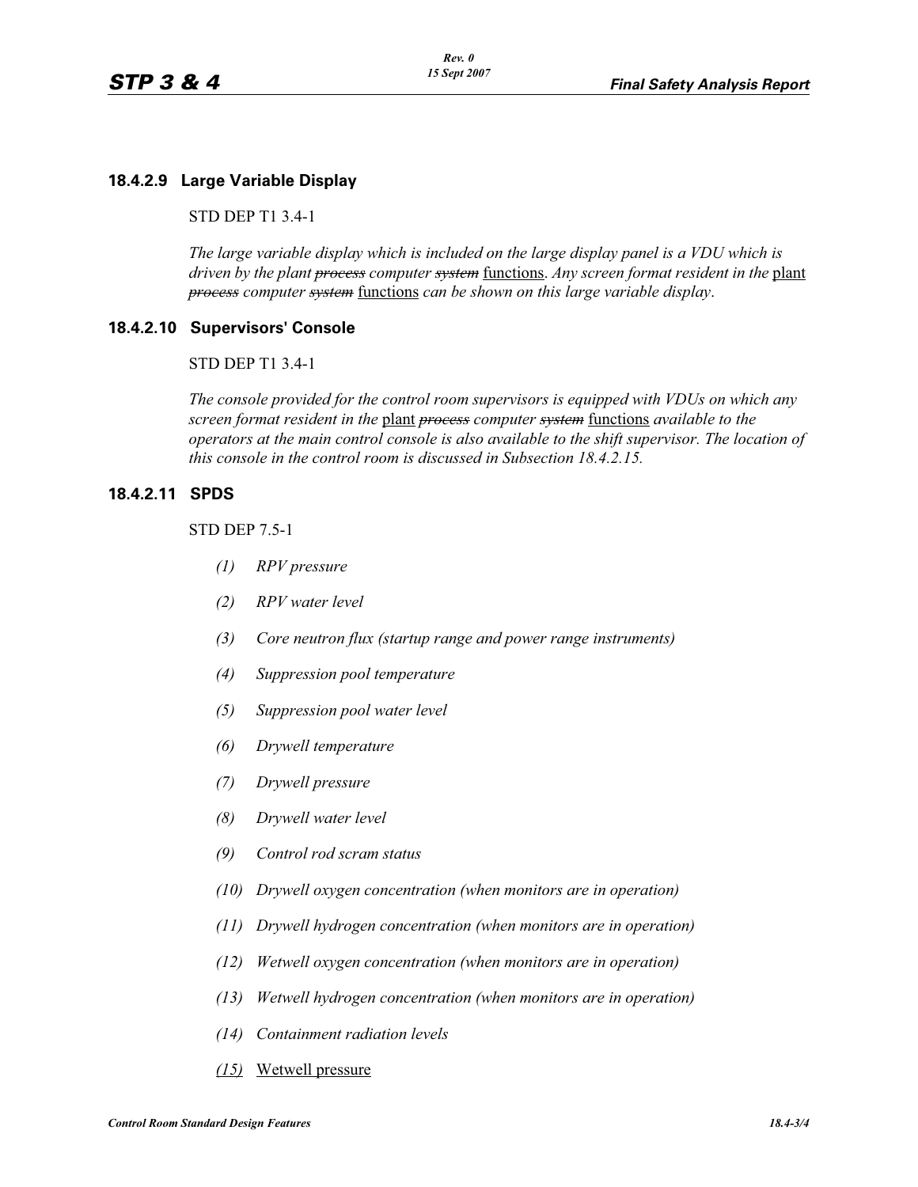### 18.4.2.9 Large Variable Display

STD DEP T1 3.4-1

*The large variable display which is included on the large display panel is a VDU which is driven by the plant ~~process~~ computer ~~system~~* <u>functions</u>. *Any screen format resident in the* <u>plant</u> *~~process~~ computer ~~system~~* <u>functions</u> *can be shown on this large variable display*.

### 18.4.2.10 Supervisors' Console

STD DEP T1 3.4-1

*The console provided for the control room supervisors is equipped with VDUs on which any screen format resident in the* <u>plant</u> *~~process~~ computer ~~system~~* <u>functions</u> *available to the operators at the main control console is also available to the shift supervisor. The location of this console in the control room is discussed in Subsection 18.4.2.15.*

### 18.4.2.11 SPDS

STD DEP 7.5-1

*(1) RPV pressure*

*(2) RPV water level*

*(3) Core neutron flux (startup range and power range instruments)*

*(4) Suppression pool temperature*

*(5) Suppression pool water level*

*(6) Drywell temperature*

*(7) Drywell pressure*

*(8) Drywell water level*

*(9) Control rod scram status*

*(10) Drywell oxygen concentration (when monitors are in operation)*

*(11) Drywell hydrogen concentration (when monitors are in operation)*

*(12) Wetwell oxygen concentration (when monitors are in operation)*

*(13) Wetwell hydrogen concentration (when monitors are in operation)*

*(14) Containment radiation levels*

<u>*(15)*</u> <u>Wetwell pressure</u>